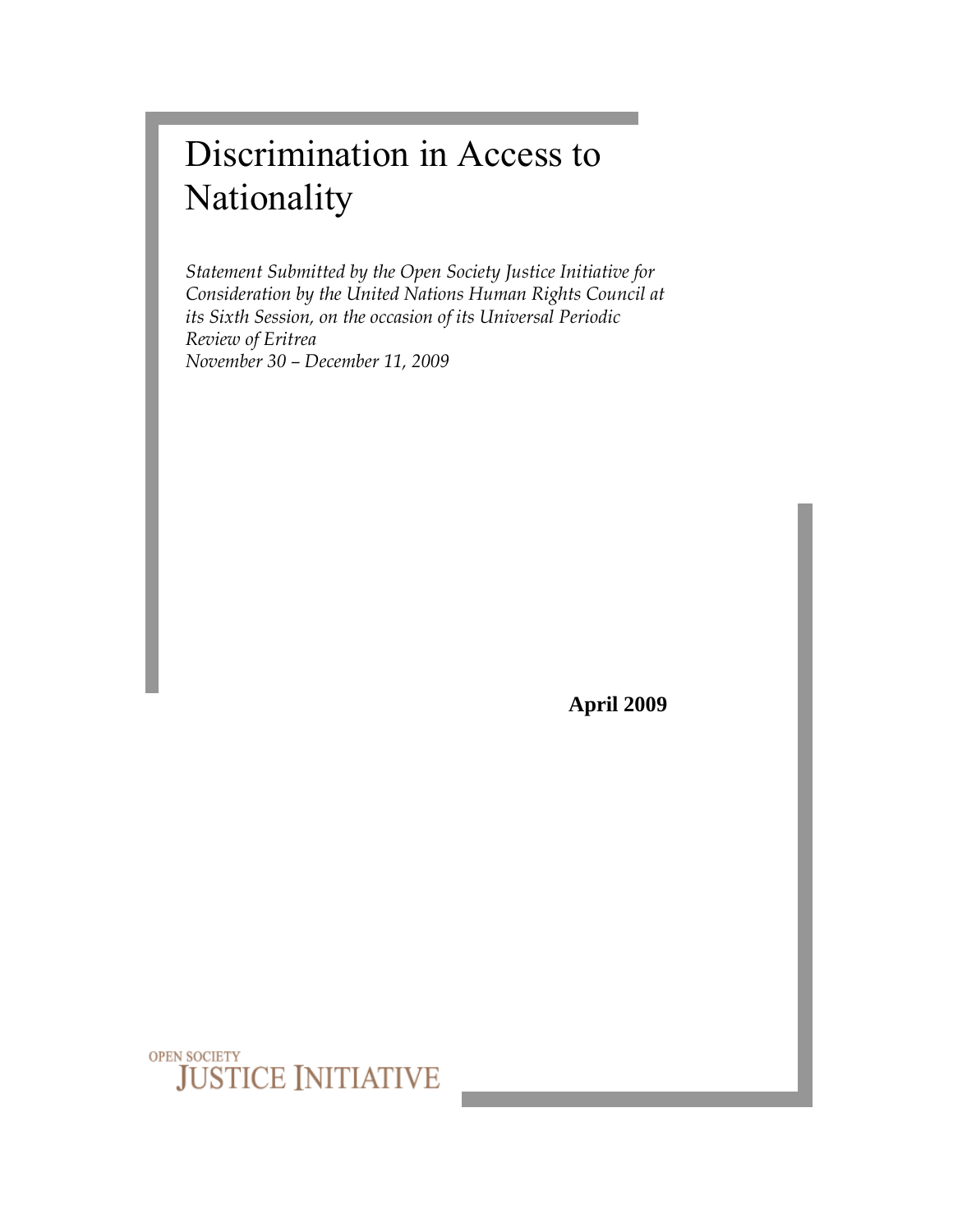# Discrimination in Access to Nationality

*Statement Submitted by the Open Society Justice Initiative for Consideration by the United Nations Human Rights Council at its Sixth Session, on the occasion of its Universal Periodic Review of Eritrea*
*November 30 – December 11, 2009*

**April 2009**

OPEN SOCIETY
JUSTICE INITIATIVE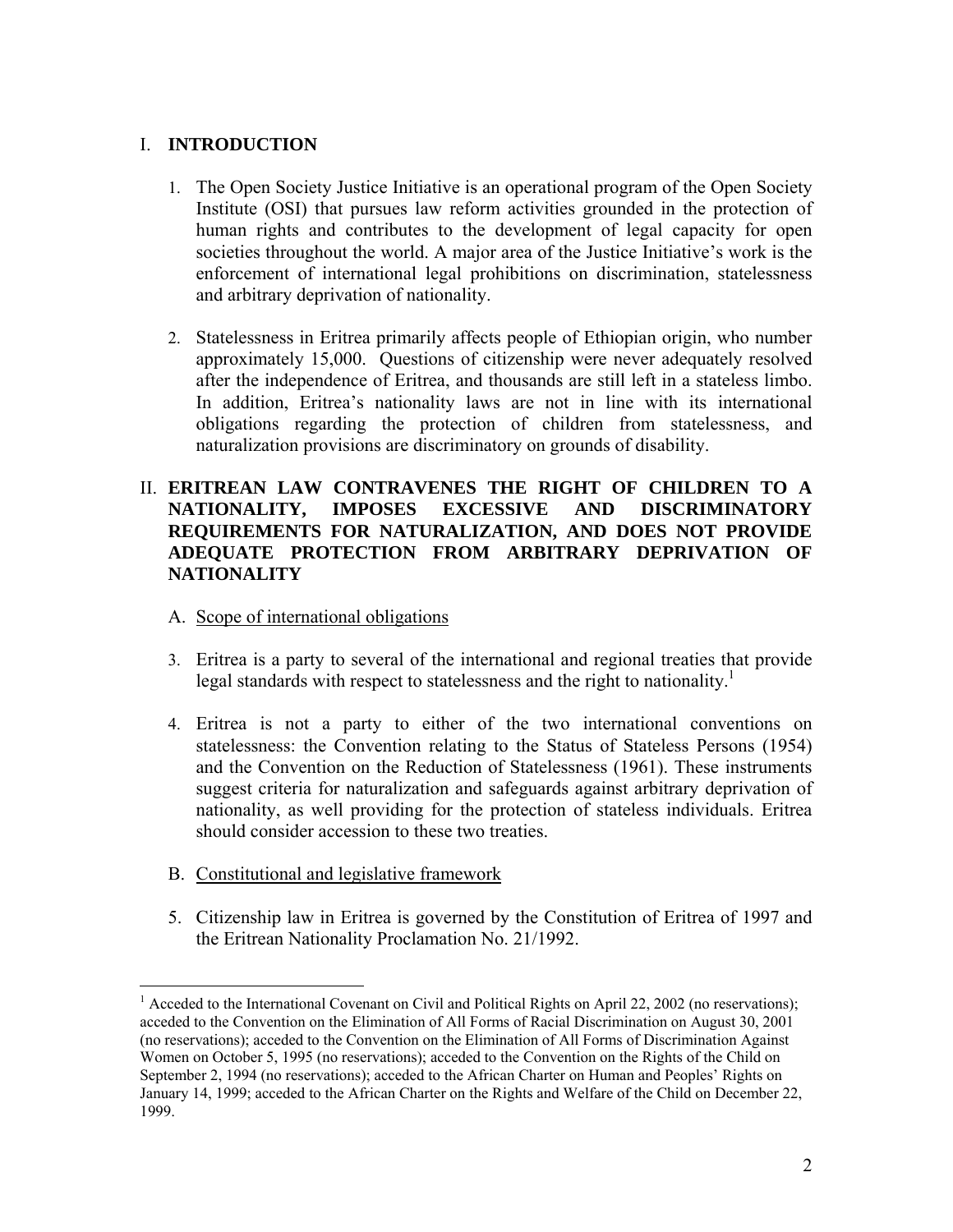## I. INTRODUCTION

1. The Open Society Justice Initiative is an operational program of the Open Society Institute (OSI) that pursues law reform activities grounded in the protection of human rights and contributes to the development of legal capacity for open societies throughout the world. A major area of the Justice Initiative's work is the enforcement of international legal prohibitions on discrimination, statelessness and arbitrary deprivation of nationality.

2. Statelessness in Eritrea primarily affects people of Ethiopian origin, who number approximately 15,000. Questions of citizenship were never adequately resolved after the independence of Eritrea, and thousands are still left in a stateless limbo. In addition, Eritrea's nationality laws are not in line with its international obligations regarding the protection of children from statelessness, and naturalization provisions are discriminatory on grounds of disability.

## II. ERITREAN LAW CONTRAVENES THE RIGHT OF CHILDREN TO A NATIONALITY, IMPOSES EXCESSIVE AND DISCRIMINATORY REQUIREMENTS FOR NATURALIZATION, AND DOES NOT PROVIDE ADEQUATE PROTECTION FROM ARBITRARY DEPRIVATION OF NATIONALITY

### A. Scope of international obligations

3. Eritrea is a party to several of the international and regional treaties that provide legal standards with respect to statelessness and the right to nationality.[1]

4. Eritrea is not a party to either of the two international conventions on statelessness: the Convention relating to the Status of Stateless Persons (1954) and the Convention on the Reduction of Statelessness (1961). These instruments suggest criteria for naturalization and safeguards against arbitrary deprivation of nationality, as well providing for the protection of stateless individuals. Eritrea should consider accession to these two treaties.

### B. Constitutional and legislative framework

5. Citizenship law in Eritrea is governed by the Constitution of Eritrea of 1997 and the Eritrean Nationality Proclamation No. 21/1992.

---

[1] Acceded to the International Covenant on Civil and Political Rights on April 22, 2002 (no reservations); acceded to the Convention on the Elimination of All Forms of Racial Discrimination on August 30, 2001 (no reservations); acceded to the Convention on the Elimination of All Forms of Discrimination Against Women on October 5, 1995 (no reservations); acceded to the Convention on the Rights of the Child on September 2, 1994 (no reservations); acceded to the African Charter on Human and Peoples' Rights on January 14, 1999; acceded to the African Charter on the Rights and Welfare of the Child on December 22, 1999.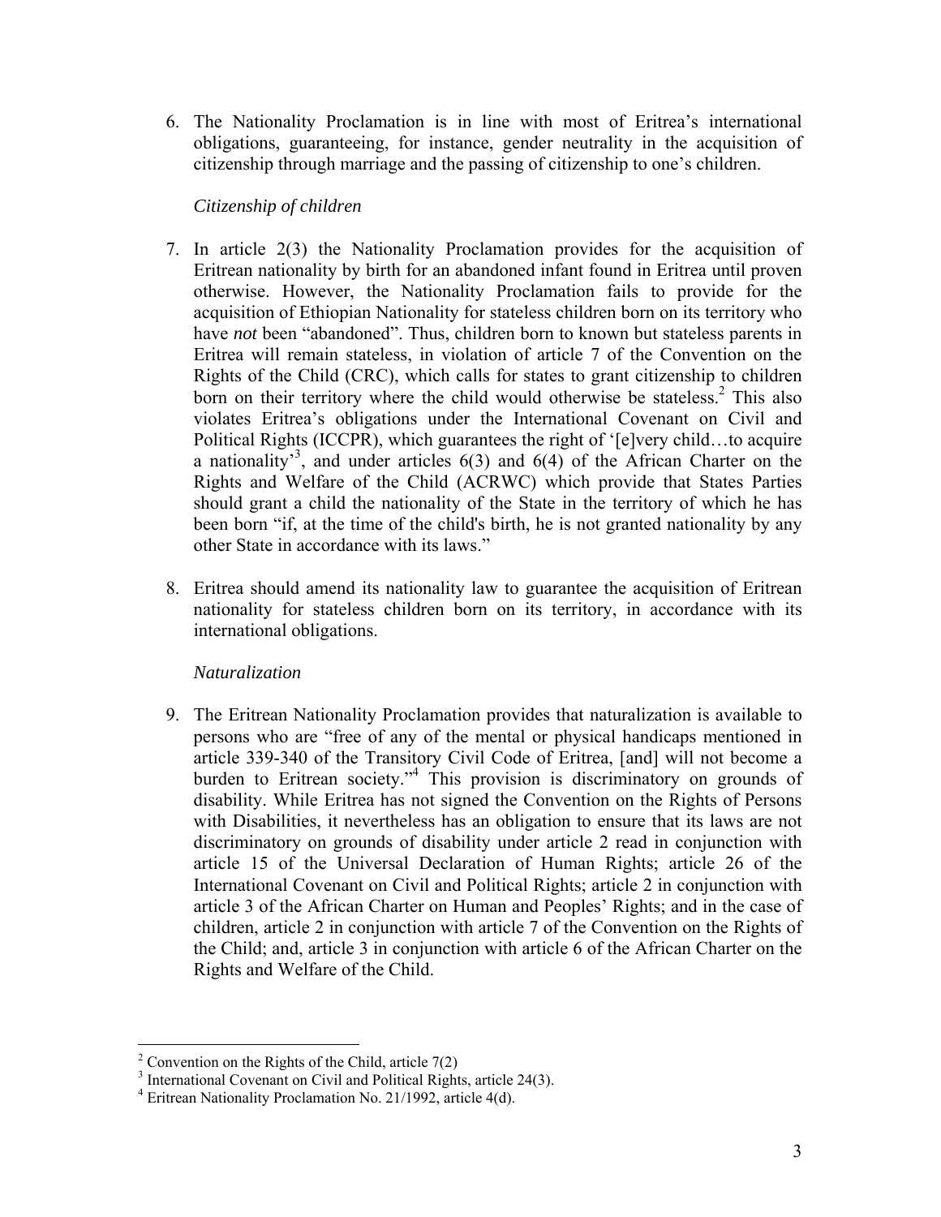6. The Nationality Proclamation is in line with most of Eritrea's international obligations, guaranteeing, for instance, gender neutrality in the acquisition of citizenship through marriage and the passing of citizenship to one's children.

*Citizenship of children*

7. In article 2(3) the Nationality Proclamation provides for the acquisition of Eritrean nationality by birth for an abandoned infant found in Eritrea until proven otherwise. However, the Nationality Proclamation fails to provide for the acquisition of Ethiopian Nationality for stateless children born on its territory who have *not* been "abandoned". Thus, children born to known but stateless parents in Eritrea will remain stateless, in violation of article 7 of the Convention on the Rights of the Child (CRC), which calls for states to grant citizenship to children born on their territory where the child would otherwise be stateless.[2] This also violates Eritrea's obligations under the International Covenant on Civil and Political Rights (ICCPR), which guarantees the right of '[e]very child…to acquire a nationality'[3], and under articles 6(3) and 6(4) of the African Charter on the Rights and Welfare of the Child (ACRWC) which provide that States Parties should grant a child the nationality of the State in the territory of which he has been born "if, at the time of the child's birth, he is not granted nationality by any other State in accordance with its laws."

8. Eritrea should amend its nationality law to guarantee the acquisition of Eritrean nationality for stateless children born on its territory, in accordance with its international obligations.

*Naturalization*

9. The Eritrean Nationality Proclamation provides that naturalization is available to persons who are "free of any of the mental or physical handicaps mentioned in article 339-340 of the Transitory Civil Code of Eritrea, [and] will not become a burden to Eritrean society."[4] This provision is discriminatory on grounds of disability. While Eritrea has not signed the Convention on the Rights of Persons with Disabilities, it nevertheless has an obligation to ensure that its laws are not discriminatory on grounds of disability under article 2 read in conjunction with article 15 of the Universal Declaration of Human Rights; article 26 of the International Covenant on Civil and Political Rights; article 2 in conjunction with article 3 of the African Charter on Human and Peoples' Rights; and in the case of children, article 2 in conjunction with article 7 of the Convention on the Rights of the Child; and, article 3 in conjunction with article 6 of the African Charter on the Rights and Welfare of the Child.

---

[2] Convention on the Rights of the Child, article 7(2)

[3] International Covenant on Civil and Political Rights, article 24(3).

[4] Eritrean Nationality Proclamation No. 21/1992, article 4(d).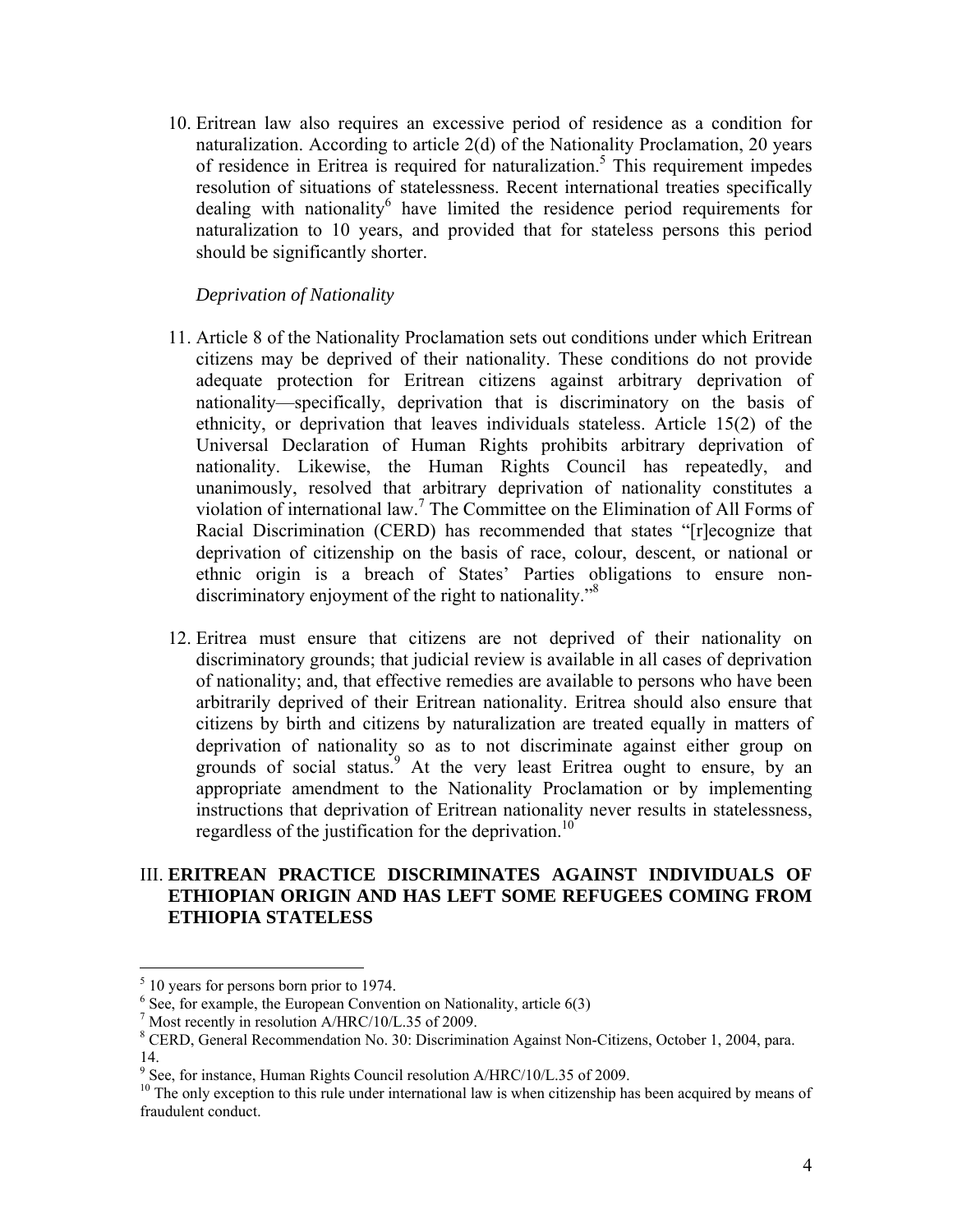10. Eritrean law also requires an excessive period of residence as a condition for naturalization. According to article 2(d) of the Nationality Proclamation, 20 years of residence in Eritrea is required for naturalization.[5] This requirement impedes resolution of situations of statelessness. Recent international treaties specifically dealing with nationality[6] have limited the residence period requirements for naturalization to 10 years, and provided that for stateless persons this period should be significantly shorter.

*Deprivation of Nationality*

11. Article 8 of the Nationality Proclamation sets out conditions under which Eritrean citizens may be deprived of their nationality. These conditions do not provide adequate protection for Eritrean citizens against arbitrary deprivation of nationality—specifically, deprivation that is discriminatory on the basis of ethnicity, or deprivation that leaves individuals stateless. Article 15(2) of the Universal Declaration of Human Rights prohibits arbitrary deprivation of nationality. Likewise, the Human Rights Council has repeatedly, and unanimously, resolved that arbitrary deprivation of nationality constitutes a violation of international law.[7] The Committee on the Elimination of All Forms of Racial Discrimination (CERD) has recommended that states "[r]ecognize that deprivation of citizenship on the basis of race, colour, descent, or national or ethnic origin is a breach of States' Parties obligations to ensure non-discriminatory enjoyment of the right to nationality."[8]

12. Eritrea must ensure that citizens are not deprived of their nationality on discriminatory grounds; that judicial review is available in all cases of deprivation of nationality; and, that effective remedies are available to persons who have been arbitrarily deprived of their Eritrean nationality. Eritrea should also ensure that citizens by birth and citizens by naturalization are treated equally in matters of deprivation of nationality so as to not discriminate against either group on grounds of social status.[9] At the very least Eritrea ought to ensure, by an appropriate amendment to the Nationality Proclamation or by implementing instructions that deprivation of Eritrean nationality never results in statelessness, regardless of the justification for the deprivation.[10]

## III. ERITREAN PRACTICE DISCRIMINATES AGAINST INDIVIDUALS OF ETHIOPIAN ORIGIN AND HAS LEFT SOME REFUGEES COMING FROM ETHIOPIA STATELESS

---

[5] 10 years for persons born prior to 1974.

[6] See, for example, the European Convention on Nationality, article 6(3)

[7] Most recently in resolution A/HRC/10/L.35 of 2009.

[8] CERD, General Recommendation No. 30: Discrimination Against Non-Citizens, October 1, 2004, para. 14.

[9] See, for instance, Human Rights Council resolution A/HRC/10/L.35 of 2009.

[10] The only exception to this rule under international law is when citizenship has been acquired by means of fraudulent conduct.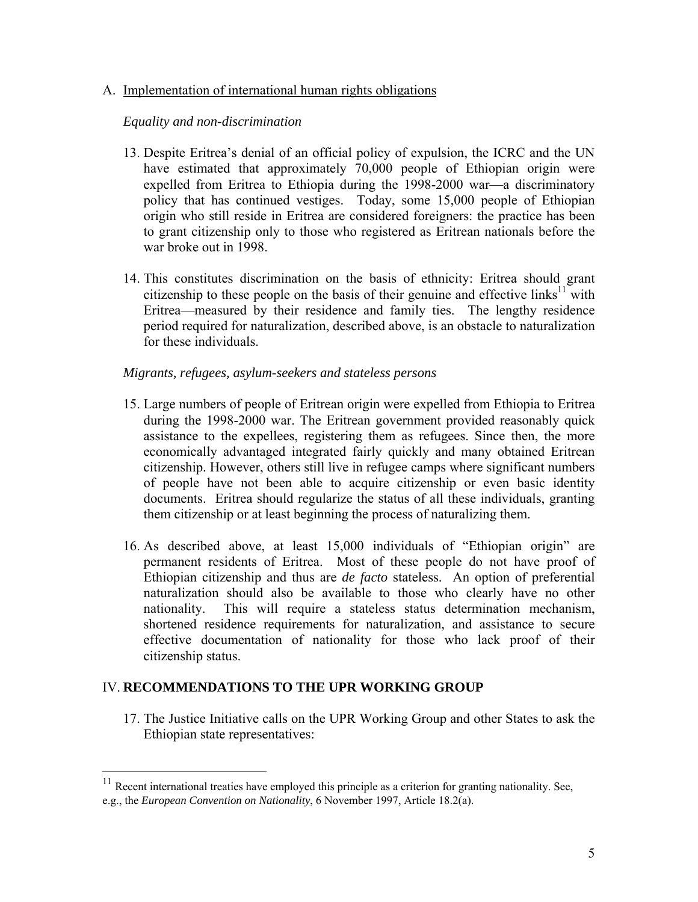A. Implementation of international human rights obligations

*Equality and non-discrimination*

13. Despite Eritrea's denial of an official policy of expulsion, the ICRC and the UN have estimated that approximately 70,000 people of Ethiopian origin were expelled from Eritrea to Ethiopia during the 1998-2000 war—a discriminatory policy that has continued vestiges. Today, some 15,000 people of Ethiopian origin who still reside in Eritrea are considered foreigners: the practice has been to grant citizenship only to those who registered as Eritrean nationals before the war broke out in 1998.

14. This constitutes discrimination on the basis of ethnicity: Eritrea should grant citizenship to these people on the basis of their genuine and effective links[11] with Eritrea—measured by their residence and family ties. The lengthy residence period required for naturalization, described above, is an obstacle to naturalization for these individuals.

*Migrants, refugees, asylum-seekers and stateless persons*

15. Large numbers of people of Eritrean origin were expelled from Ethiopia to Eritrea during the 1998-2000 war. The Eritrean government provided reasonably quick assistance to the expellees, registering them as refugees. Since then, the more economically advantaged integrated fairly quickly and many obtained Eritrean citizenship. However, others still live in refugee camps where significant numbers of people have not been able to acquire citizenship or even basic identity documents. Eritrea should regularize the status of all these individuals, granting them citizenship or at least beginning the process of naturalizing them.

16. As described above, at least 15,000 individuals of "Ethiopian origin" are permanent residents of Eritrea. Most of these people do not have proof of Ethiopian citizenship and thus are *de facto* stateless. An option of preferential naturalization should also be available to those who clearly have no other nationality. This will require a stateless status determination mechanism, shortened residence requirements for naturalization, and assistance to secure effective documentation of nationality for those who lack proof of their citizenship status.

## IV. RECOMMENDATIONS TO THE UPR WORKING GROUP

17. The Justice Initiative calls on the UPR Working Group and other States to ask the Ethiopian state representatives:

[11] Recent international treaties have employed this principle as a criterion for granting nationality. See, e.g., the *European Convention on Nationality*, 6 November 1997, Article 18.2(a).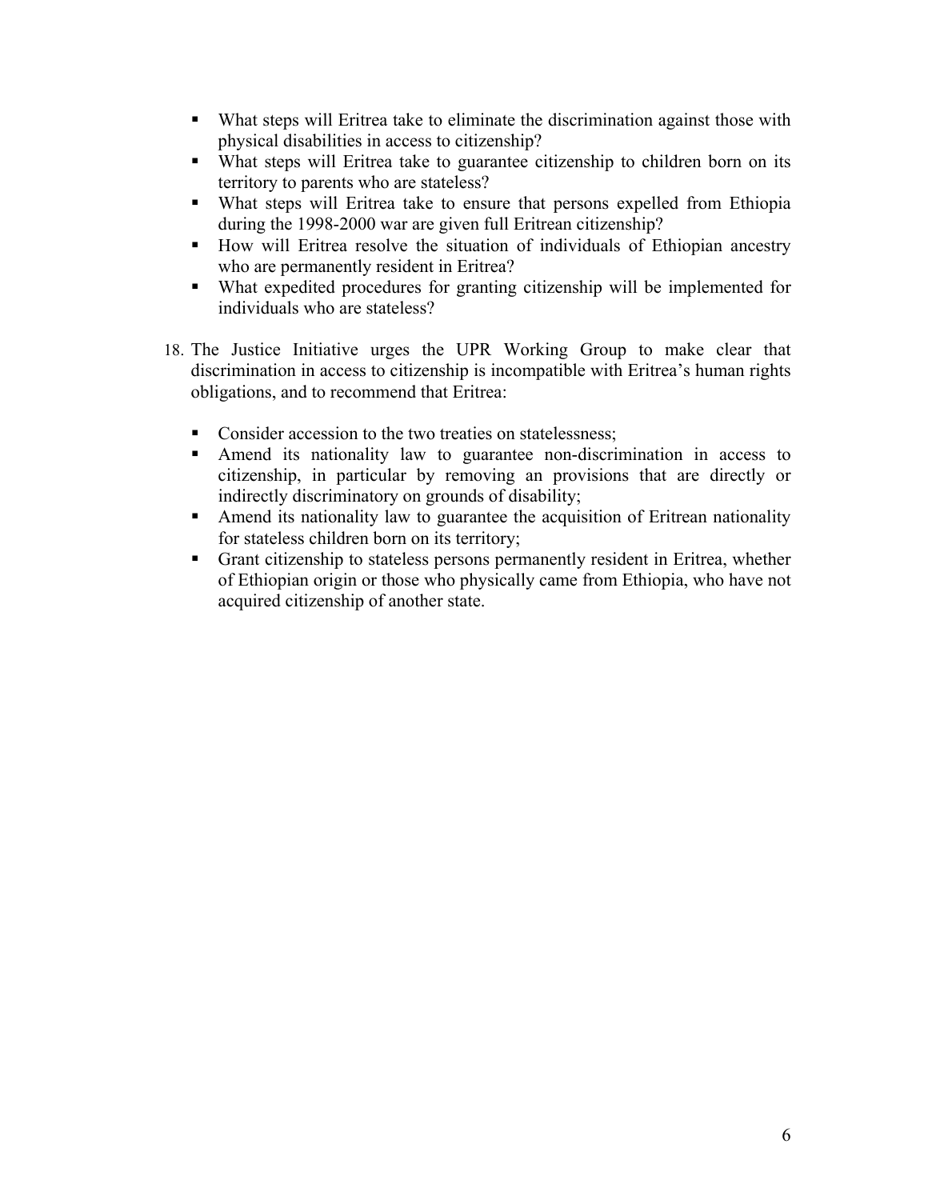- What steps will Eritrea take to eliminate the discrimination against those with physical disabilities in access to citizenship?
- What steps will Eritrea take to guarantee citizenship to children born on its territory to parents who are stateless?
- What steps will Eritrea take to ensure that persons expelled from Ethiopia during the 1998-2000 war are given full Eritrean citizenship?
- How will Eritrea resolve the situation of individuals of Ethiopian ancestry who are permanently resident in Eritrea?
- What expedited procedures for granting citizenship will be implemented for individuals who are stateless?

18. The Justice Initiative urges the UPR Working Group to make clear that discrimination in access to citizenship is incompatible with Eritrea's human rights obligations, and to recommend that Eritrea:

    - Consider accession to the two treaties on statelessness;
    - Amend its nationality law to guarantee non-discrimination in access to citizenship, in particular by removing an provisions that are directly or indirectly discriminatory on grounds of disability;
    - Amend its nationality law to guarantee the acquisition of Eritrean nationality for stateless children born on its territory;
    - Grant citizenship to stateless persons permanently resident in Eritrea, whether of Ethiopian origin or those who physically came from Ethiopia, who have not acquired citizenship of another state.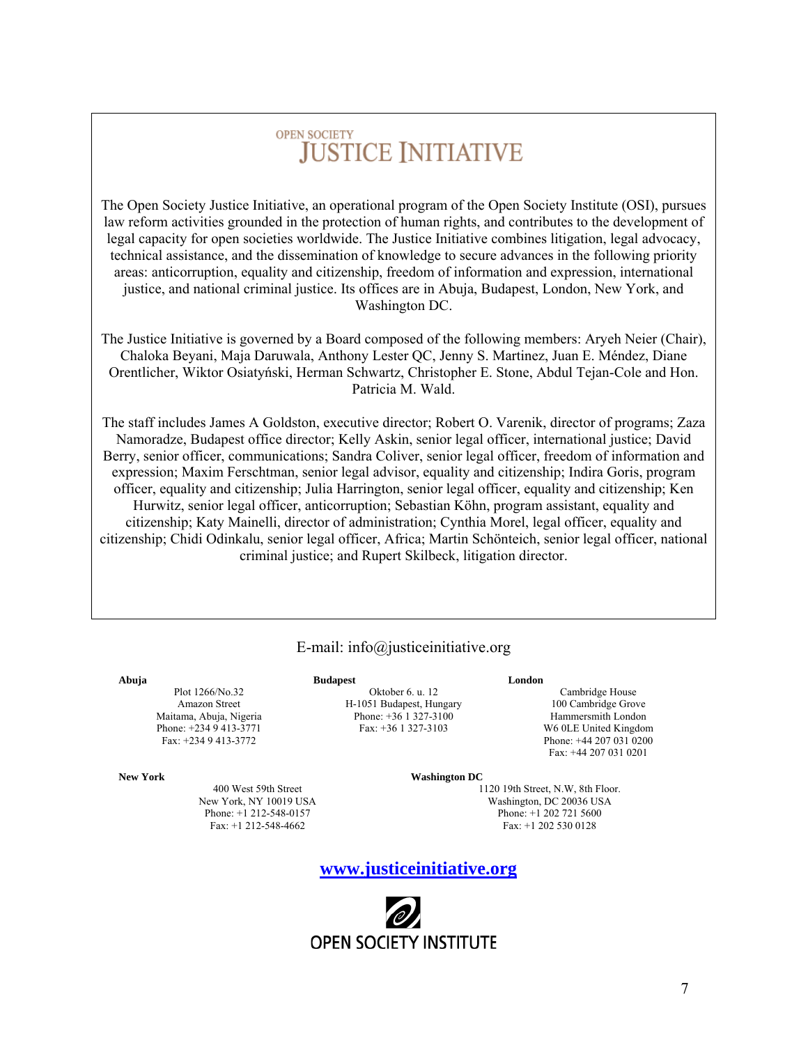OPEN SOCIETY

# JUSTICE INITIATIVE

The Open Society Justice Initiative, an operational program of the Open Society Institute (OSI), pursues law reform activities grounded in the protection of human rights, and contributes to the development of legal capacity for open societies worldwide. The Justice Initiative combines litigation, legal advocacy, technical assistance, and the dissemination of knowledge to secure advances in the following priority areas: anticorruption, equality and citizenship, freedom of information and expression, international justice, and national criminal justice. Its offices are in Abuja, Budapest, London, New York, and Washington DC.

The Justice Initiative is governed by a Board composed of the following members: Aryeh Neier (Chair), Chaloka Beyani, Maja Daruwala, Anthony Lester QC, Jenny S. Martinez, Juan E. Méndez, Diane Orentlicher, Wiktor Osiatyński, Herman Schwartz, Christopher E. Stone, Abdul Tejan-Cole and Hon. Patricia M. Wald.

The staff includes James A Goldston, executive director; Robert O. Varenik, director of programs; Zaza Namoradze, Budapest office director; Kelly Askin, senior legal officer, international justice; David Berry, senior officer, communications; Sandra Coliver, senior legal officer, freedom of information and expression; Maxim Ferschtman, senior legal advisor, equality and citizenship; Indira Goris, program officer, equality and citizenship; Julia Harrington, senior legal officer, equality and citizenship; Ken Hurwitz, senior legal officer, anticorruption; Sebastian Köhn, program assistant, equality and citizenship; Katy Mainelli, director of administration; Cynthia Morel, legal officer, equality and citizenship; Chidi Odinkalu, senior legal officer, Africa; Martin Schönteich, senior legal officer, national criminal justice; and Rupert Skilbeck, litigation director.

E-mail: info@justiceinitiative.org

**Abuja**
Plot 1266/No.32
Amazon Street
Maitama, Abuja, Nigeria
Phone: +234 9 413-3771
Fax: +234 9 413-3772

**Budapest**
Oktober 6. u. 12
H-1051 Budapest, Hungary
Phone: +36 1 327-3100
Fax: +36 1 327-3103

**London**
Cambridge House
100 Cambridge Grove
Hammersmith London
W6 0LE United Kingdom
Phone: +44 207 031 0200
Fax: +44 207 031 0201

**New York**
400 West 59th Street
New York, NY 10019 USA
Phone: +1 212-548-0157
Fax: +1 212-548-4662

**Washington DC**
1120 19th Street, N.W, 8th Floor.
Washington, DC 20036 USA
Phone: +1 202 721 5600
Fax: +1 202 530 0128

**www.justiceinitiative.org**

OPEN SOCIETY INSTITUTE